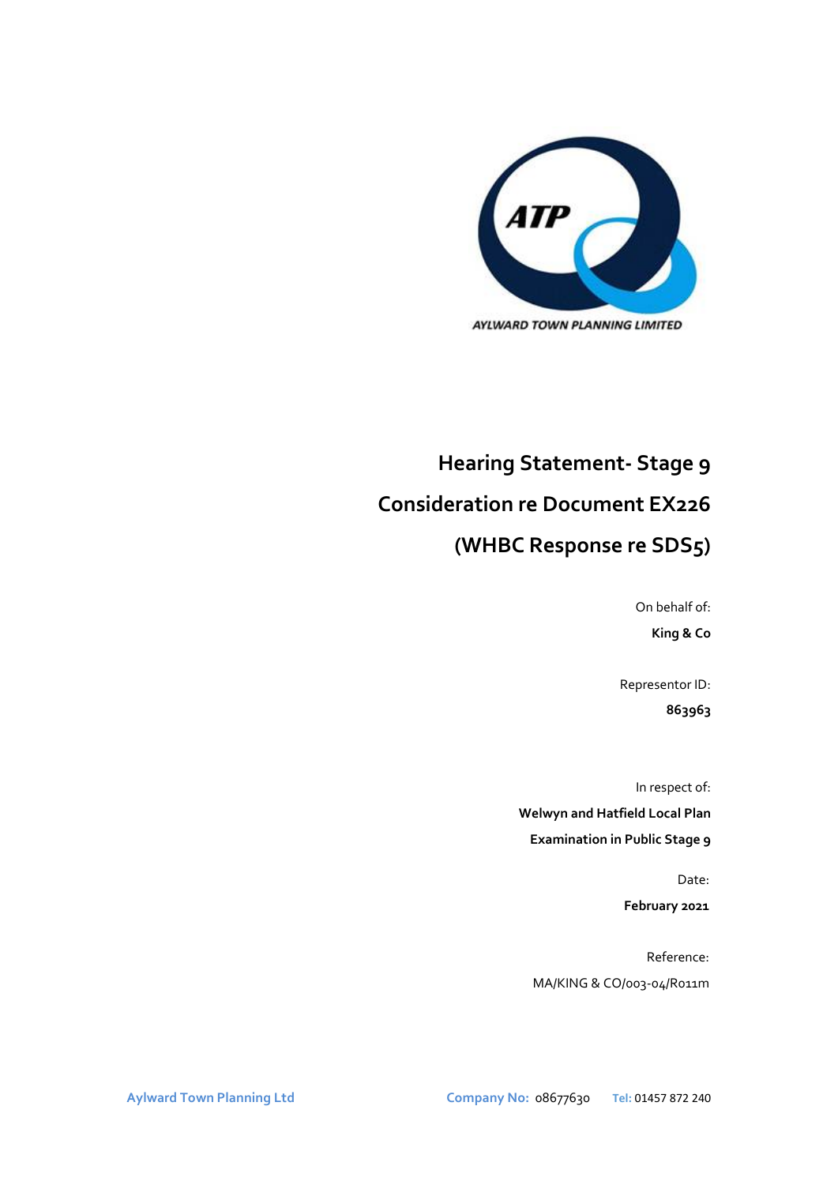ATP

AYLWARD TOWN PLANNING LIMITED

# Hearing Statement- Stage 9

# Consideration re Document EX226

# (WHBC Response re SDS5)

On behalf of:

**King & Co**

Representor ID:

**863963**

In respect of:

**Welwyn and Hatfield Local Plan**

**Examination in Public Stage 9**

Date:

**February 2021**

Reference:

MA/KING & CO/003-04/R011m

**Aylward Town Planning Ltd** **Company No:** 08677630 **Tel:** 01457 872 240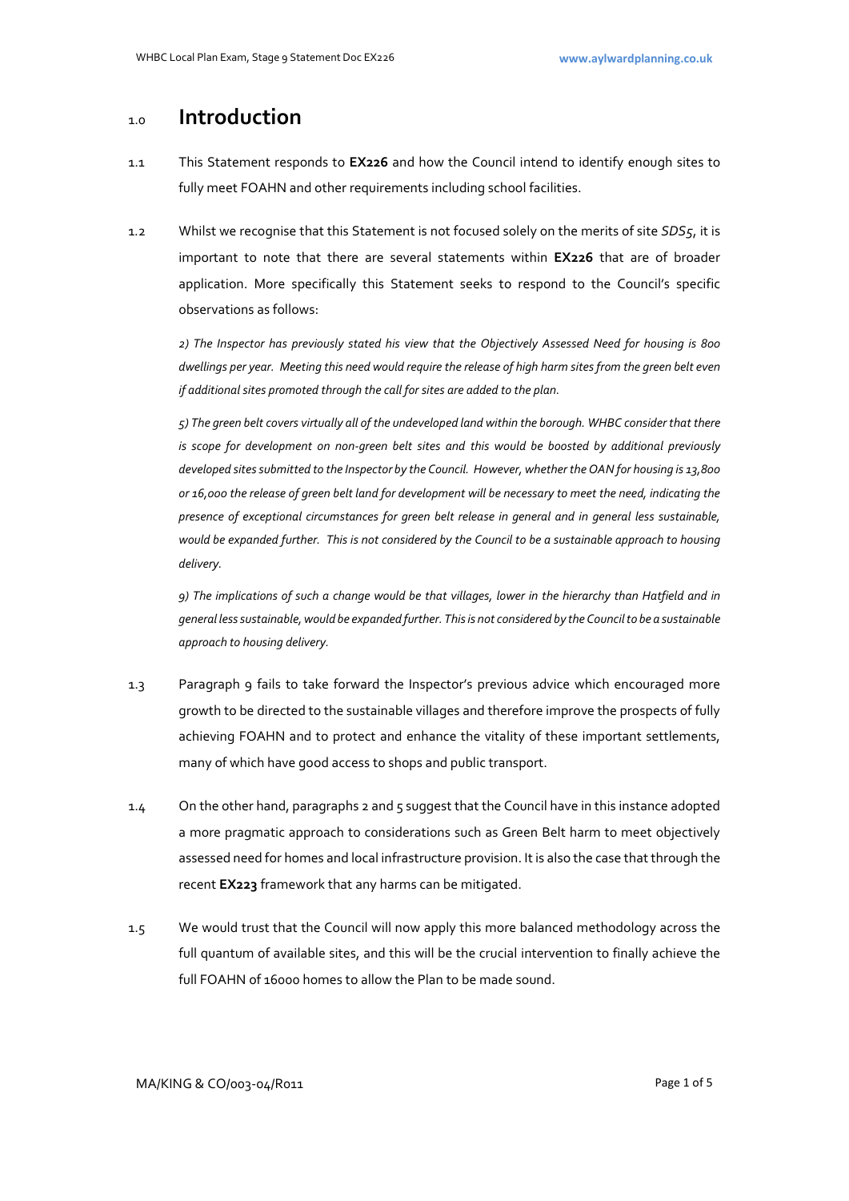## 1.0 Introduction

1.1 This Statement responds to **EX226** and how the Council intend to identify enough sites to fully meet FOAHN and other requirements including school facilities.

1.2 Whilst we recognise that this Statement is not focused solely on the merits of site *SDS5*, it is important to note that there are several statements within **EX226** that are of broader application. More specifically this Statement seeks to respond to the Council's specific observations as follows:

*2) The Inspector has previously stated his view that the Objectively Assessed Need for housing is 800 dwellings per year. Meeting this need would require the release of high harm sites from the green belt even if additional sites promoted through the call for sites are added to the plan.*

*5) The green belt covers virtually all of the undeveloped land within the borough. WHBC consider that there is scope for development on non-green belt sites and this would be boosted by additional previously developed sites submitted to the Inspector by the Council. However, whether the OAN for housing is 13,800 or 16,000 the release of green belt land for development will be necessary to meet the need, indicating the presence of exceptional circumstances for green belt release in general and in general less sustainable, would be expanded further. This is not considered by the Council to be a sustainable approach to housing delivery.*

*9) The implications of such a change would be that villages, lower in the hierarchy than Hatfield and in general less sustainable, would be expanded further. This is not considered by the Council to be a sustainable approach to housing delivery.*

1.3 Paragraph 9 fails to take forward the Inspector's previous advice which encouraged more growth to be directed to the sustainable villages and therefore improve the prospects of fully achieving FOAHN and to protect and enhance the vitality of these important settlements, many of which have good access to shops and public transport.

1.4 On the other hand, paragraphs 2 and 5 suggest that the Council have in this instance adopted a more pragmatic approach to considerations such as Green Belt harm to meet objectively assessed need for homes and local infrastructure provision. It is also the case that through the recent **EX223** framework that any harms can be mitigated.

1.5 We would trust that the Council will now apply this more balanced methodology across the full quantum of available sites, and this will be the crucial intervention to finally achieve the full FOAHN of 16000 homes to allow the Plan to be made sound.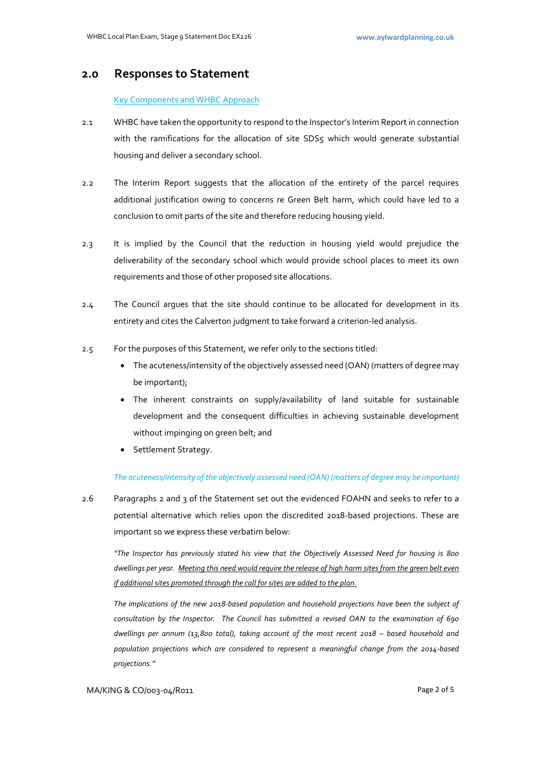## 2.0 Responses to Statement

Key Components and WHBC Approach

2.1 WHBC have taken the opportunity to respond to the Inspector's Interim Report in connection with the ramifications for the allocation of site SDS5 which would generate substantial housing and deliver a secondary school.

2.2 The Interim Report suggests that the allocation of the entirety of the parcel requires additional justification owing to concerns re Green Belt harm, which could have led to a conclusion to omit parts of the site and therefore reducing housing yield.

2.3 It is implied by the Council that the reduction in housing yield would prejudice the deliverability of the secondary school which would provide school places to meet its own requirements and those of other proposed site allocations.

2.4 The Council argues that the site should continue to be allocated for development in its entirety and cites the Calverton judgment to take forward a criterion-led analysis.

2.5 For the purposes of this Statement, we refer only to the sections titled:

- The acuteness/intensity of the objectively assessed need (OAN) (matters of degree may be important);
- The inherent constraints on supply/availability of land suitable for sustainable development and the consequent difficulties in achieving sustainable development without impinging on green belt; and
- Settlement Strategy.

*The acuteness/intensity of the objectively assessed need (OAN) (matters of degree may be important)*

2.6 Paragraphs 2 and 3 of the Statement set out the evidenced FOAHN and seeks to refer to a potential alternative which relies upon the discredited 2018-based projections. These are important so we express these verbatim below:

> *"The Inspector has previously stated his view that the Objectively Assessed Need for housing is 800 dwellings per year. Meeting this need would require the release of high harm sites from the green belt even if additional sites promoted through the call for sites are added to the plan.*
>
> *The implications of the new 2018-based population and household projections have been the subject of consultation by the Inspector. The Council has submitted a revised OAN to the examination of 690 dwellings per annum (13,800 total), taking account of the most recent 2018 – based household and population projections which are considered to represent a meaningful change from the 2014-based projections."*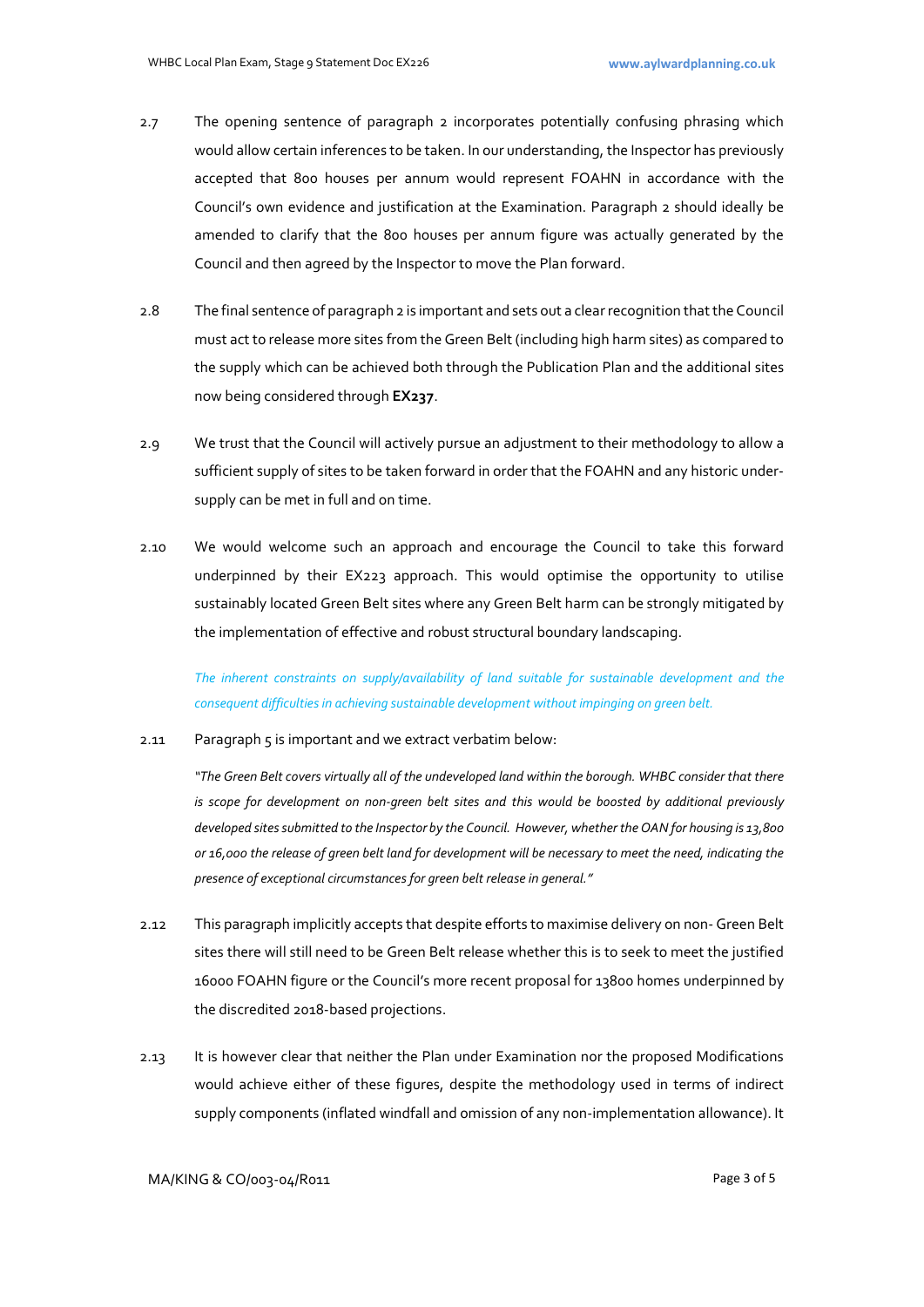2.7 The opening sentence of paragraph 2 incorporates potentially confusing phrasing which would allow certain inferences to be taken. In our understanding, the Inspector has previously accepted that 800 houses per annum would represent FOAHN in accordance with the Council's own evidence and justification at the Examination. Paragraph 2 should ideally be amended to clarify that the 800 houses per annum figure was actually generated by the Council and then agreed by the Inspector to move the Plan forward.

2.8 The final sentence of paragraph 2 is important and sets out a clear recognition that the Council must act to release more sites from the Green Belt (including high harm sites) as compared to the supply which can be achieved both through the Publication Plan and the additional sites now being considered through **EX237**.

2.9 We trust that the Council will actively pursue an adjustment to their methodology to allow a sufficient supply of sites to be taken forward in order that the FOAHN and any historic under-supply can be met in full and on time.

2.10 We would welcome such an approach and encourage the Council to take this forward underpinned by their EX223 approach. This would optimise the opportunity to utilise sustainably located Green Belt sites where any Green Belt harm can be strongly mitigated by the implementation of effective and robust structural boundary landscaping.

*The inherent constraints on supply/availability of land suitable for sustainable development and the consequent difficulties in achieving sustainable development without impinging on green belt.*

2.11 Paragraph 5 is important and we extract verbatim below:

> *"The Green Belt covers virtually all of the undeveloped land within the borough. WHBC consider that there is scope for development on non-green belt sites and this would be boosted by additional previously developed sites submitted to the Inspector by the Council. However, whether the OAN for housing is 13,800 or 16,000 the release of green belt land for development will be necessary to meet the need, indicating the presence of exceptional circumstances for green belt release in general."*

2.12 This paragraph implicitly accepts that despite efforts to maximise delivery on non- Green Belt sites there will still need to be Green Belt release whether this is to seek to meet the justified 16000 FOAHN figure or the Council's more recent proposal for 13800 homes underpinned by the discredited 2018-based projections.

2.13 It is however clear that neither the Plan under Examination nor the proposed Modifications would achieve either of these figures, despite the methodology used in terms of indirect supply components (inflated windfall and omission of any non-implementation allowance). It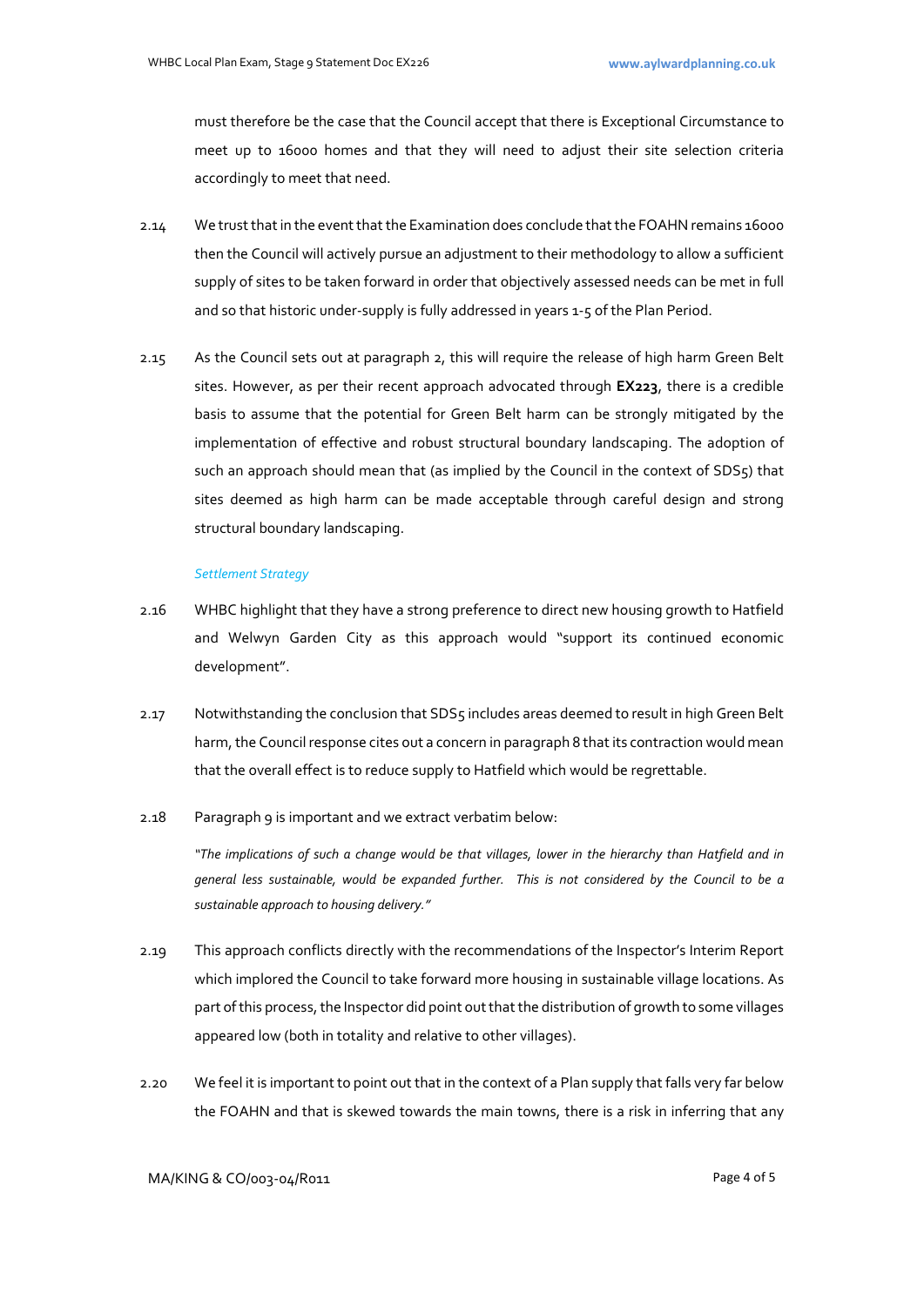must therefore be the case that the Council accept that there is Exceptional Circumstance to meet up to 16000 homes and that they will need to adjust their site selection criteria accordingly to meet that need.

2.14 We trust that in the event that the Examination does conclude that the FOAHN remains 16000 then the Council will actively pursue an adjustment to their methodology to allow a sufficient supply of sites to be taken forward in order that objectively assessed needs can be met in full and so that historic under-supply is fully addressed in years 1-5 of the Plan Period.

2.15 As the Council sets out at paragraph 2, this will require the release of high harm Green Belt sites. However, as per their recent approach advocated through **EX223**, there is a credible basis to assume that the potential for Green Belt harm can be strongly mitigated by the implementation of effective and robust structural boundary landscaping. The adoption of such an approach should mean that (as implied by the Council in the context of SDS5) that sites deemed as high harm can be made acceptable through careful design and strong structural boundary landscaping.

*Settlement Strategy*

2.16 WHBC highlight that they have a strong preference to direct new housing growth to Hatfield and Welwyn Garden City as this approach would "support its continued economic development".

2.17 Notwithstanding the conclusion that SDS5 includes areas deemed to result in high Green Belt harm, the Council response cites out a concern in paragraph 8 that its contraction would mean that the overall effect is to reduce supply to Hatfield which would be regrettable.

2.18 Paragraph 9 is important and we extract verbatim below:

> *"The implications of such a change would be that villages, lower in the hierarchy than Hatfield and in general less sustainable, would be expanded further. This is not considered by the Council to be a sustainable approach to housing delivery."*

2.19 This approach conflicts directly with the recommendations of the Inspector's Interim Report which implored the Council to take forward more housing in sustainable village locations. As part of this process, the Inspector did point out that the distribution of growth to some villages appeared low (both in totality and relative to other villages).

2.20 We feel it is important to point out that in the context of a Plan supply that falls very far below the FOAHN and that is skewed towards the main towns, there is a risk in inferring that any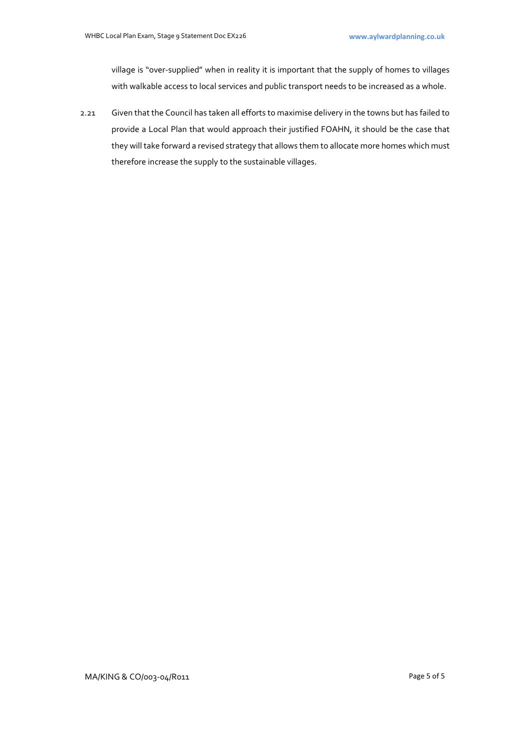village is "over-supplied" when in reality it is important that the supply of homes to villages with walkable access to local services and public transport needs to be increased as a whole.

2.21 Given that the Council has taken all efforts to maximise delivery in the towns but has failed to provide a Local Plan that would approach their justified FOAHN, it should be the case that they will take forward a revised strategy that allows them to allocate more homes which must therefore increase the supply to the sustainable villages.